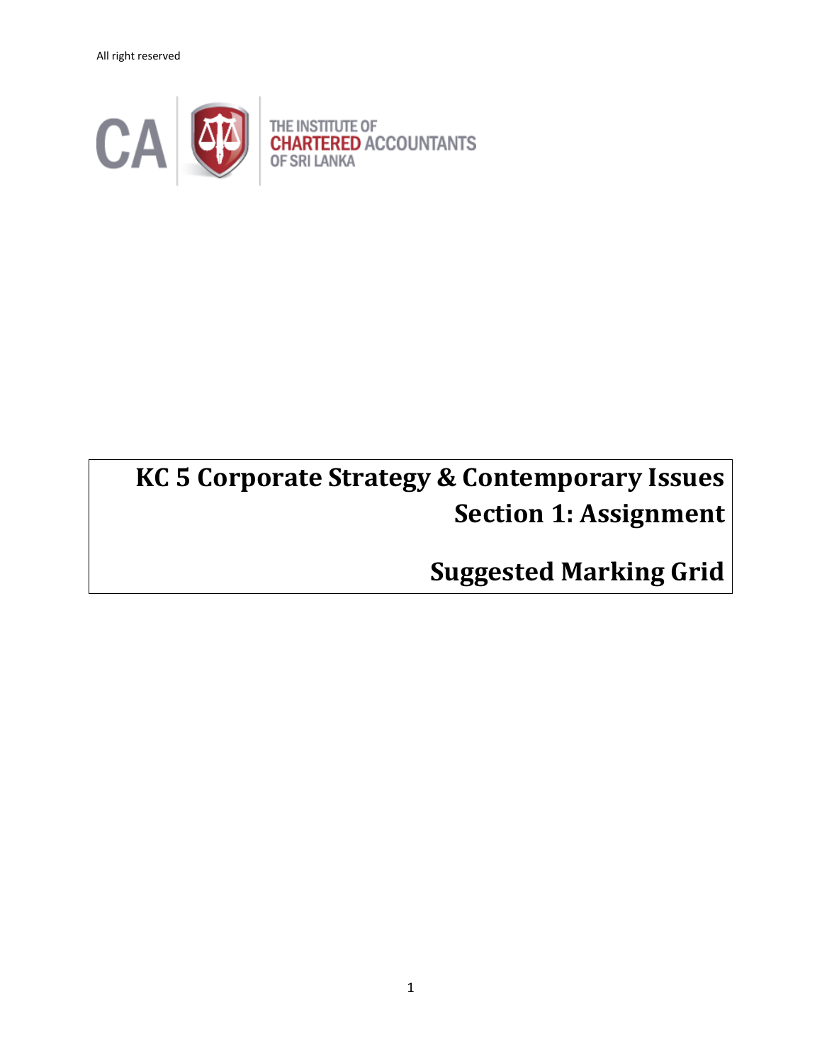All right reserved

CA | THE INSTITUTE OF CHARTERED ACCOUNTANTS OF SRI LANKA

# KC 5 Corporate Strategy & Contemporary Issues
## Section 1: Assignment

## Suggested Marking Grid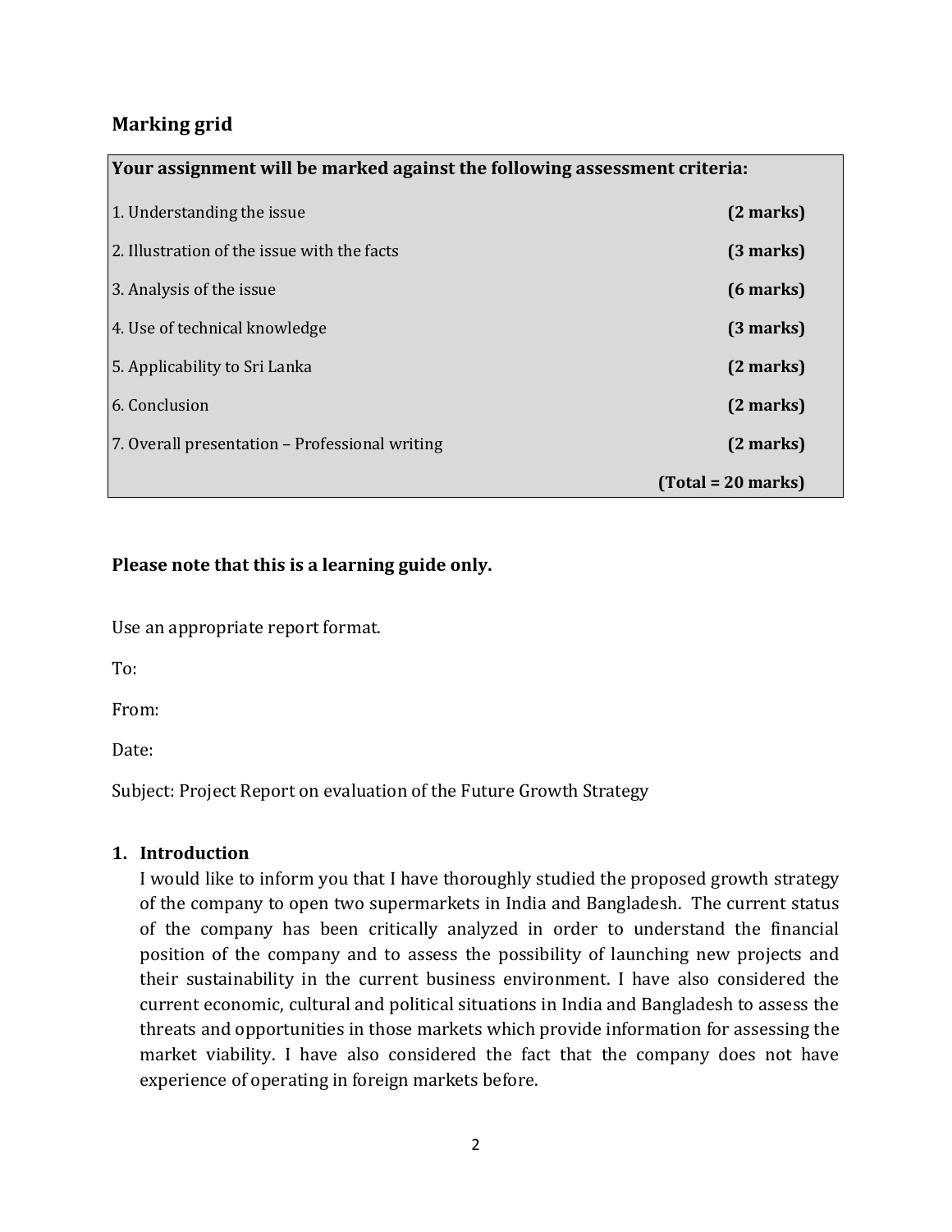## Marking grid

| Your assignment will be marked against the following assessment criteria: | |
|---|---|
| 1. Understanding the issue | **(2 marks)** |
| 2. Illustration of the issue with the facts | **(3 marks)** |
| 3. Analysis of the issue | **(6 marks)** |
| 4. Use of technical knowledge | **(3 marks)** |
| 5. Applicability to Sri Lanka | **(2 marks)** |
| 6. Conclusion | **(2 marks)** |
| 7. Overall presentation – Professional writing | **(2 marks)** |
| | **(Total = 20 marks)** |

**Please note that this is a learning guide only.**

Use an appropriate report format.

To:

From:

Date:

Subject: Project Report on evaluation of the Future Growth Strategy

1. **Introduction**

   I would like to inform you that I have thoroughly studied the proposed growth strategy of the company to open two supermarkets in India and Bangladesh. The current status of the company has been critically analyzed in order to understand the financial position of the company and to assess the possibility of launching new projects and their sustainability in the current business environment. I have also considered the current economic, cultural and political situations in India and Bangladesh to assess the threats and opportunities in those markets which provide information for assessing the market viability. I have also considered the fact that the company does not have experience of operating in foreign markets before.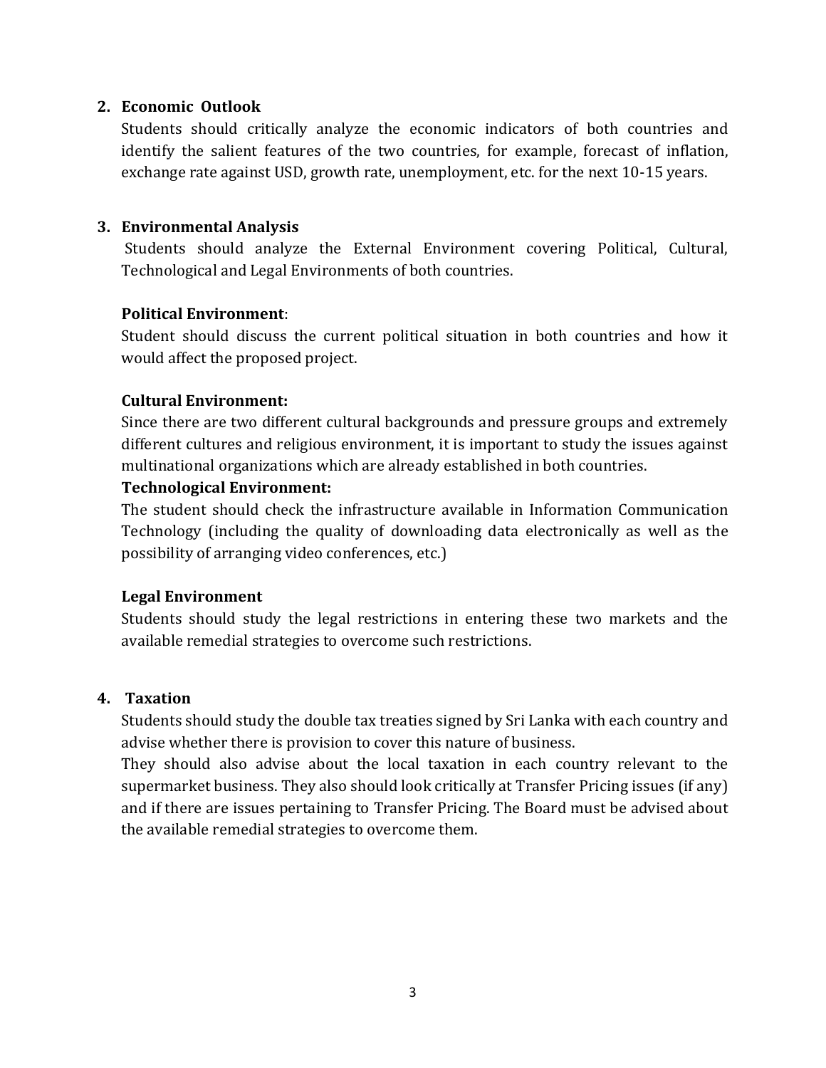2. **Economic Outlook**

   Students should critically analyze the economic indicators of both countries and identify the salient features of the two countries, for example, forecast of inflation, exchange rate against USD, growth rate, unemployment, etc. for the next 10-15 years.

3. **Environmental Analysis**

   Students should analyze the External Environment covering Political, Cultural, Technological and Legal Environments of both countries.

   **Political Environment**:

   Student should discuss the current political situation in both countries and how it would affect the proposed project.

   **Cultural Environment:**

   Since there are two different cultural backgrounds and pressure groups and extremely different cultures and religious environment, it is important to study the issues against multinational organizations which are already established in both countries.

   **Technological Environment:**

   The student should check the infrastructure available in Information Communication Technology (including the quality of downloading data electronically as well as the possibility of arranging video conferences, etc.)

   **Legal Environment**

   Students should study the legal restrictions in entering these two markets and the available remedial strategies to overcome such restrictions.

4. **Taxation**

   Students should study the double tax treaties signed by Sri Lanka with each country and advise whether there is provision to cover this nature of business.

   They should also advise about the local taxation in each country relevant to the supermarket business. They also should look critically at Transfer Pricing issues (if any) and if there are issues pertaining to Transfer Pricing. The Board must be advised about the available remedial strategies to overcome them.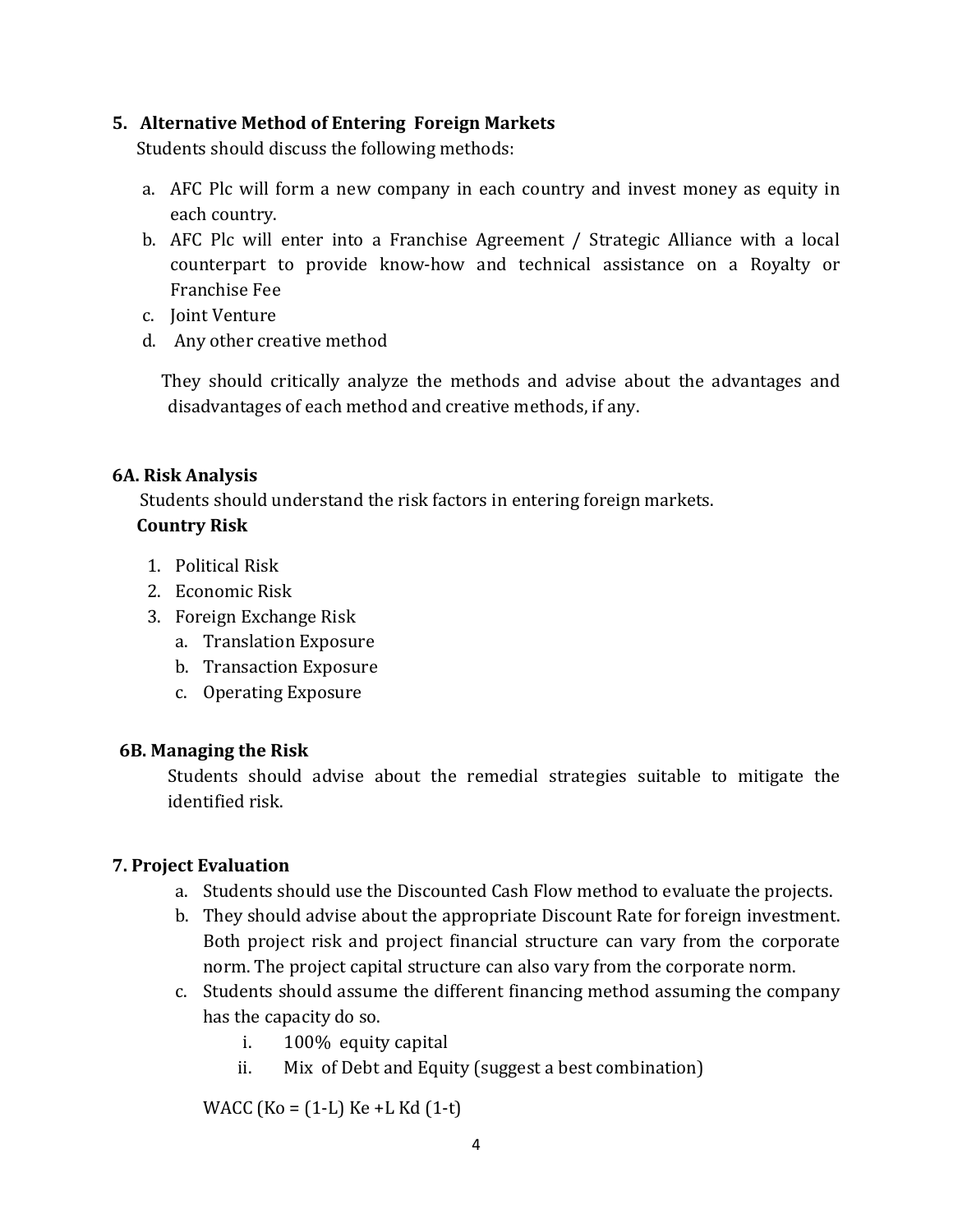## 5. Alternative Method of Entering Foreign Markets

Students should discuss the following methods:

a. AFC Plc will form a new company in each country and invest money as equity in each country.
b. AFC Plc will enter into a Franchise Agreement / Strategic Alliance with a local counterpart to provide know-how and technical assistance on a Royalty or Franchise Fee
c. Joint Venture
d. Any other creative method

They should critically analyze the methods and advise about the advantages and disadvantages of each method and creative methods, if any.

## 6A. Risk Analysis

Students should understand the risk factors in entering foreign markets.

**Country Risk**

1. Political Risk
2. Economic Risk
3. Foreign Exchange Risk
   a. Translation Exposure
   b. Transaction Exposure
   c. Operating Exposure

## 6B. Managing the Risk

Students should advise about the remedial strategies suitable to mitigate the identified risk.

## 7. Project Evaluation

a. Students should use the Discounted Cash Flow method to evaluate the projects.
b. They should advise about the appropriate Discount Rate for foreign investment. Both project risk and project financial structure can vary from the corporate norm. The project capital structure can also vary from the corporate norm.
c. Students should assume the different financing method assuming the company has the capacity do so.
   i. 100% equity capital
   ii. Mix of Debt and Equity (suggest a best combination)

WACC ($K_o = (1-L)\, K_e + L\, K_d\, (1-t)$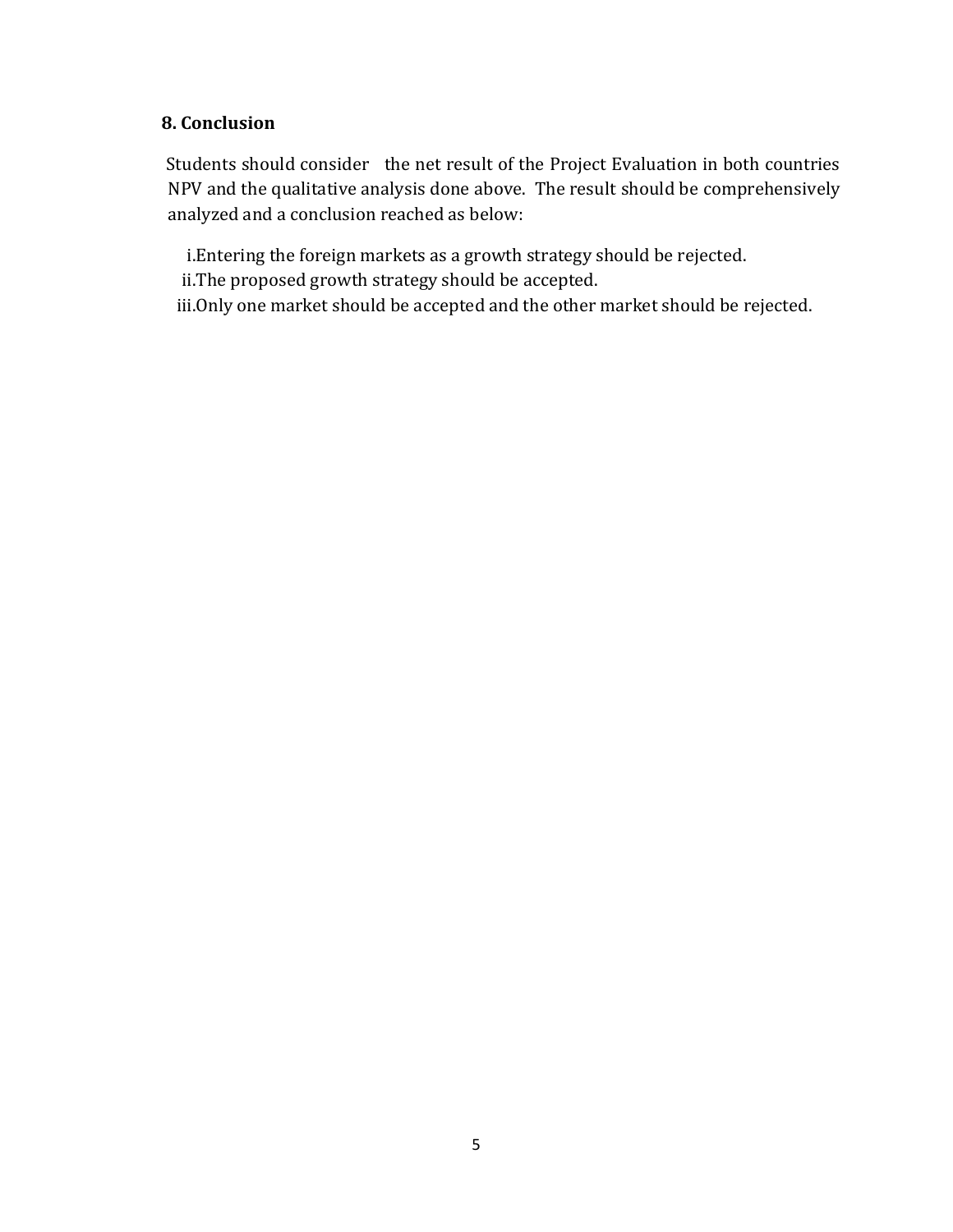## 8. Conclusion

Students should consider the net result of the Project Evaluation in both countries NPV and the qualitative analysis done above. The result should be comprehensively analyzed and a conclusion reached as below:

i. Entering the foreign markets as a growth strategy should be rejected.
ii. The proposed growth strategy should be accepted.
iii. Only one market should be accepted and the other market should be rejected.